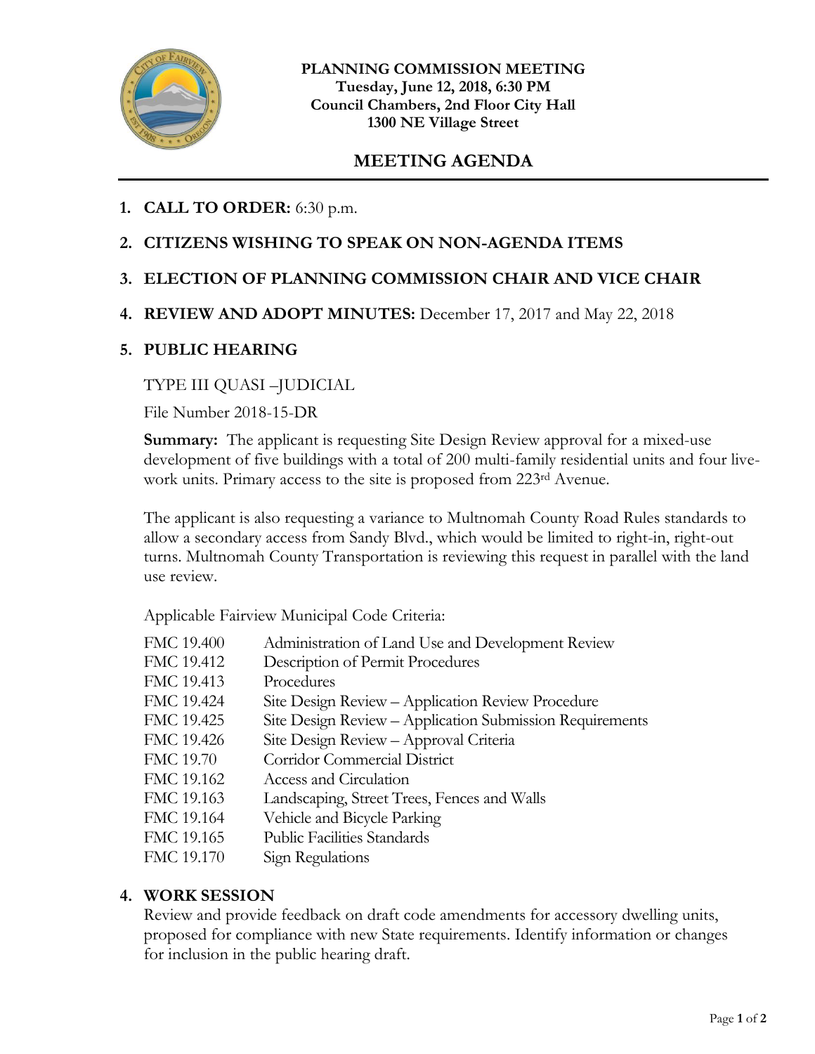**PLANNING COMMISSION MEETING**
**Tuesday, June 12, 2018, 6:30 PM**
**Council Chambers, 2nd Floor City Hall**
**1300 NE Village Street**

# MEETING AGENDA

1. **CALL TO ORDER:** 6:30 p.m.

2. **CITIZENS WISHING TO SPEAK ON NON-AGENDA ITEMS**

3. **ELECTION OF PLANNING COMMISSION CHAIR AND VICE CHAIR**

4. **REVIEW AND ADOPT MINUTES:** December 17, 2017 and May 22, 2018

5. **PUBLIC HEARING**

   TYPE III QUASI –JUDICIAL

   File Number 2018-15-DR

   **Summary:** The applicant is requesting Site Design Review approval for a mixed-use development of five buildings with a total of 200 multi-family residential units and four live-work units. Primary access to the site is proposed from 223rd Avenue.

   The applicant is also requesting a variance to Multnomah County Road Rules standards to allow a secondary access from Sandy Blvd., which would be limited to right-in, right-out turns. Multnomah County Transportation is reviewing this request in parallel with the land use review.

   Applicable Fairview Municipal Code Criteria:

   | | |
   |---|---|
   | FMC 19.400 | Administration of Land Use and Development Review |
   | FMC 19.412 | Description of Permit Procedures |
   | FMC 19.413 | Procedures |
   | FMC 19.424 | Site Design Review – Application Review Procedure |
   | FMC 19.425 | Site Design Review – Application Submission Requirements |
   | FMC 19.426 | Site Design Review – Approval Criteria |
   | FMC 19.70 | Corridor Commercial District |
   | FMC 19.162 | Access and Circulation |
   | FMC 19.163 | Landscaping, Street Trees, Fences and Walls |
   | FMC 19.164 | Vehicle and Bicycle Parking |
   | FMC 19.165 | Public Facilities Standards |
   | FMC 19.170 | Sign Regulations |

4. **WORK SESSION**
   Review and provide feedback on draft code amendments for accessory dwelling units, proposed for compliance with new State requirements. Identify information or changes for inclusion in the public hearing draft.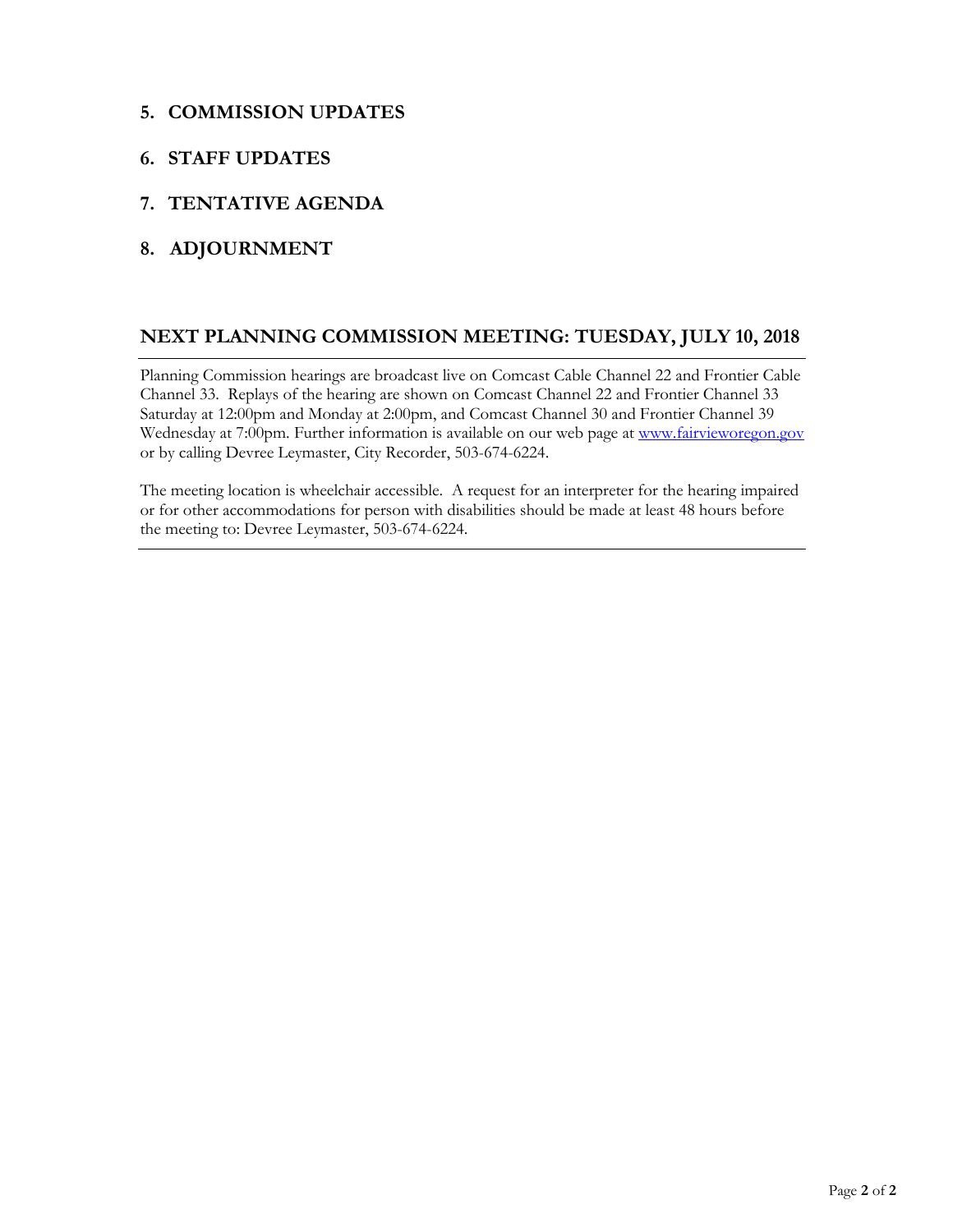## 5. COMMISSION UPDATES

## 6. STAFF UPDATES

## 7. TENTATIVE AGENDA

## 8. ADJOURNMENT

## NEXT PLANNING COMMISSION MEETING: TUESDAY, JULY 10, 2018

Planning Commission hearings are broadcast live on Comcast Cable Channel 22 and Frontier Cable Channel 33. Replays of the hearing are shown on Comcast Channel 22 and Frontier Channel 33 Saturday at 12:00pm and Monday at 2:00pm, and Comcast Channel 30 and Frontier Channel 39 Wednesday at 7:00pm. Further information is available on our web page at [www.fairvieworegon.gov](http://www.fairvieworegon.gov) or by calling Devree Leymaster, City Recorder, 503-674-6224.

The meeting location is wheelchair accessible. A request for an interpreter for the hearing impaired or for other accommodations for person with disabilities should be made at least 48 hours before the meeting to: Devree Leymaster, 503-674-6224.